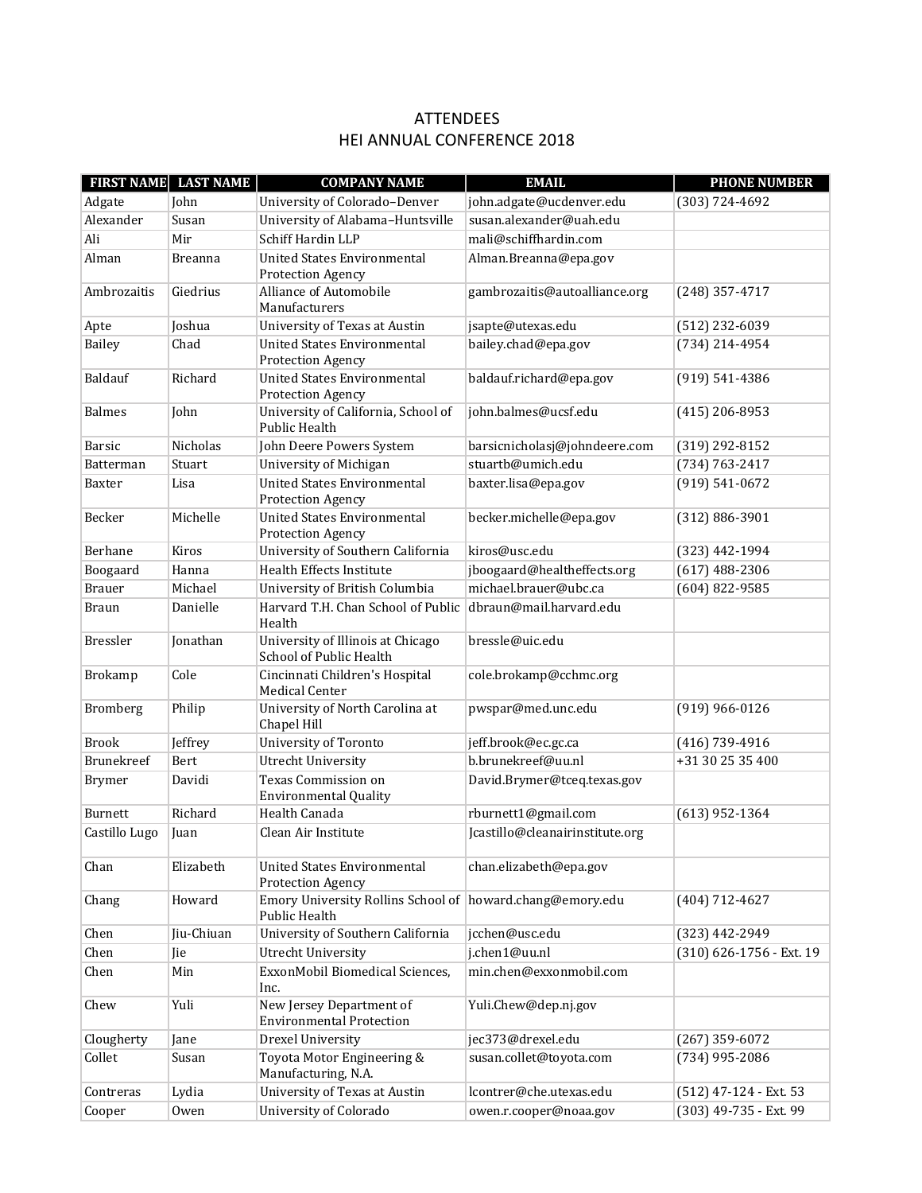# ATTENDEES
# HEI ANNUAL CONFERENCE 2018

| FIRST NAME | LAST NAME | COMPANY NAME | EMAIL | PHONE NUMBER |
|---|---|---|---|---|
| Adgate | John | University of Colorado–Denver | john.adgate@ucdenver.edu | (303) 724-4692 |
| Alexander | Susan | University of Alabama–Huntsville | susan.alexander@uah.edu | |
| Ali | Mir | Schiff Hardin LLP | mali@schiffhardin.com | |
| Alman | Breanna | United States Environmental Protection Agency | Alman.Breanna@epa.gov | |
| Ambrozaitis | Giedrius | Alliance of Automobile Manufacturers | gambrozaitis@autoalliance.org | (248) 357-4717 |
| Apte | Joshua | University of Texas at Austin | jsapte@utexas.edu | (512) 232-6039 |
| Bailey | Chad | United States Environmental Protection Agency | bailey.chad@epa.gov | (734) 214-4954 |
| Baldauf | Richard | United States Environmental Protection Agency | baldauf.richard@epa.gov | (919) 541-4386 |
| Balmes | John | University of California, School of Public Health | john.balmes@ucsf.edu | (415) 206-8953 |
| Barsic | Nicholas | John Deere Powers System | barsicnicholasj@johndeere.com | (319) 292-8152 |
| Batterman | Stuart | University of Michigan | stuartb@umich.edu | (734) 763-2417 |
| Baxter | Lisa | United States Environmental Protection Agency | baxter.lisa@epa.gov | (919) 541-0672 |
| Becker | Michelle | United States Environmental Protection Agency | becker.michelle@epa.gov | (312) 886-3901 |
| Berhane | Kiros | University of Southern California | kiros@usc.edu | (323) 442-1994 |
| Boogaard | Hanna | Health Effects Institute | jboogaard@healtheffects.org | (617) 488-2306 |
| Brauer | Michael | University of British Columbia | michael.brauer@ubc.ca | (604) 822-9585 |
| Braun | Danielle | Harvard T.H. Chan School of Public Health | dbraun@mail.harvard.edu | |
| Bressler | Jonathan | University of Illinois at Chicago School of Public Health | bressle@uic.edu | |
| Brokamp | Cole | Cincinnati Children's Hospital Medical Center | cole.brokamp@cchmc.org | |
| Bromberg | Philip | University of North Carolina at Chapel Hill | pwspar@med.unc.edu | (919) 966-0126 |
| Brook | Jeffrey | University of Toronto | jeff.brook@ec.gc.ca | (416) 739-4916 |
| Brunekreef | Bert | Utrecht University | b.brunekreef@uu.nl | +31 30 25 35 400 |
| Brymer | Davidi | Texas Commission on Environmental Quality | David.Brymer@tceq.texas.gov | |
| Burnett | Richard | Health Canada | rburnett1@gmail.com | (613) 952-1364 |
| Castillo Lugo | Juan | Clean Air Institute | Jcastillo@cleanairinstitute.org | |
| Chan | Elizabeth | United States Environmental Protection Agency | chan.elizabeth@epa.gov | |
| Chang | Howard | Emory University Rollins School of Public Health | howard.chang@emory.edu | (404) 712-4627 |
| Chen | Jiu-Chiuan | University of Southern California | jcchen@usc.edu | (323) 442-2949 |
| Chen | Jie | Utrecht University | j.chen1@uu.nl | (310) 626-1756 - Ext. 19 |
| Chen | Min | ExxonMobil Biomedical Sciences, Inc. | min.chen@exxonmobil.com | |
| Chew | Yuli | New Jersey Department of Environmental Protection | Yuli.Chew@dep.nj.gov | |
| Clougherty | Jane | Drexel University | jec373@drexel.edu | (267) 359-6072 |
| Collet | Susan | Toyota Motor Engineering & Manufacturing, N.A. | susan.collet@toyota.com | (734) 995-2086 |
| Contreras | Lydia | University of Texas at Austin | lcontrer@che.utexas.edu | (512) 47-124 - Ext. 53 |
| Cooper | Owen | University of Colorado | owen.r.cooper@noaa.gov | (303) 49-735 - Ext. 99 |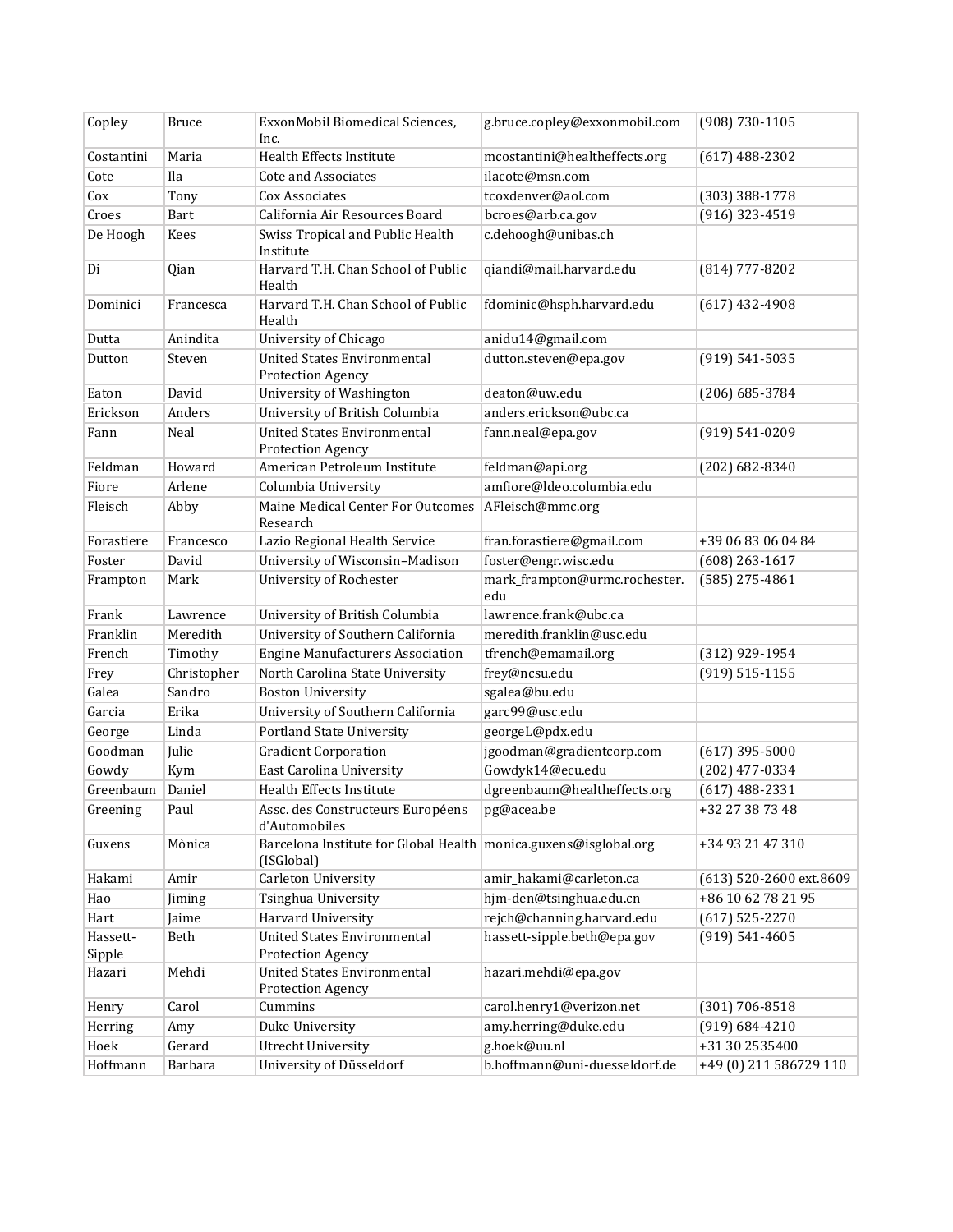| Copley | Bruce | ExxonMobil Biomedical Sciences, Inc. | g.bruce.copley@exxonmobil.com | (908) 730-1105 |
|---|---|---|---|---|
| Costantini | Maria | Health Effects Institute | mcostantini@healtheffects.org | (617) 488-2302 |
| Cote | Ila | Cote and Associates | ilacote@msn.com | |
| Cox | Tony | Cox Associates | tcoxdenver@aol.com | (303) 388-1778 |
| Croes | Bart | California Air Resources Board | bcroes@arb.ca.gov | (916) 323-4519 |
| De Hoogh | Kees | Swiss Tropical and Public Health Institute | c.dehoogh@unibas.ch | |
| Di | Qian | Harvard T.H. Chan School of Public Health | qiandi@mail.harvard.edu | (814) 777-8202 |
| Dominici | Francesca | Harvard T.H. Chan School of Public Health | fdominic@hsph.harvard.edu | (617) 432-4908 |
| Dutta | Anindita | University of Chicago | anidu14@gmail.com | |
| Dutton | Steven | United States Environmental Protection Agency | dutton.steven@epa.gov | (919) 541-5035 |
| Eaton | David | University of Washington | deaton@uw.edu | (206) 685-3784 |
| Erickson | Anders | University of British Columbia | anders.erickson@ubc.ca | |
| Fann | Neal | United States Environmental Protection Agency | fann.neal@epa.gov | (919) 541-0209 |
| Feldman | Howard | American Petroleum Institute | feldman@api.org | (202) 682-8340 |
| Fiore | Arlene | Columbia University | amfiore@ldeo.columbia.edu | |
| Fleisch | Abby | Maine Medical Center For Outcomes Research | AFleisch@mmc.org | |
| Forastiere | Francesco | Lazio Regional Health Service | fran.forastiere@gmail.com | +39 06 83 06 04 84 |
| Foster | David | University of Wisconsin–Madison | foster@engr.wisc.edu | (608) 263-1617 |
| Frampton | Mark | University of Rochester | mark_frampton@urmc.rochester.edu | (585) 275-4861 |
| Frank | Lawrence | University of British Columbia | lawrence.frank@ubc.ca | |
| Franklin | Meredith | University of Southern California | meredith.franklin@usc.edu | |
| French | Timothy | Engine Manufacturers Association | tfrench@emamail.org | (312) 929-1954 |
| Frey | Christopher | North Carolina State University | frey@ncsu.edu | (919) 515-1155 |
| Galea | Sandro | Boston University | sgalea@bu.edu | |
| Garcia | Erika | University of Southern California | garc99@usc.edu | |
| George | Linda | Portland State University | georgeL@pdx.edu | |
| Goodman | Julie | Gradient Corporation | jgoodman@gradientcorp.com | (617) 395-5000 |
| Gowdy | Kym | East Carolina University | Gowdyk14@ecu.edu | (202) 477-0334 |
| Greenbaum | Daniel | Health Effects Institute | dgreenbaum@healtheffects.org | (617) 488-2331 |
| Greening | Paul | Assc. des Constructeurs Européens d'Automobiles | pg@acea.be | +32 27 38 73 48 |
| Guxens | Mònica | Barcelona Institute for Global Health (ISGlobal) | monica.guxens@isglobal.org | +34 93 21 47 310 |
| Hakami | Amir | Carleton University | amir_hakami@carleton.ca | (613) 520-2600 ext.8609 |
| Hao | Jiming | Tsinghua University | hjm-den@tsinghua.edu.cn | +86 10 62 78 21 95 |
| Hart | Jaime | Harvard University | rejch@channing.harvard.edu | (617) 525-2270 |
| Hassett-Sipple | Beth | United States Environmental Protection Agency | hassett-sipple.beth@epa.gov | (919) 541-4605 |
| Hazari | Mehdi | United States Environmental Protection Agency | hazari.mehdi@epa.gov | |
| Henry | Carol | Cummins | carol.henry1@verizon.net | (301) 706-8518 |
| Herring | Amy | Duke University | amy.herring@duke.edu | (919) 684-4210 |
| Hoek | Gerard | Utrecht University | g.hoek@uu.nl | +31 30 2535400 |
| Hoffmann | Barbara | University of Düsseldorf | b.hoffmann@uni-duesseldorf.de | +49 (0) 211 586729 110 |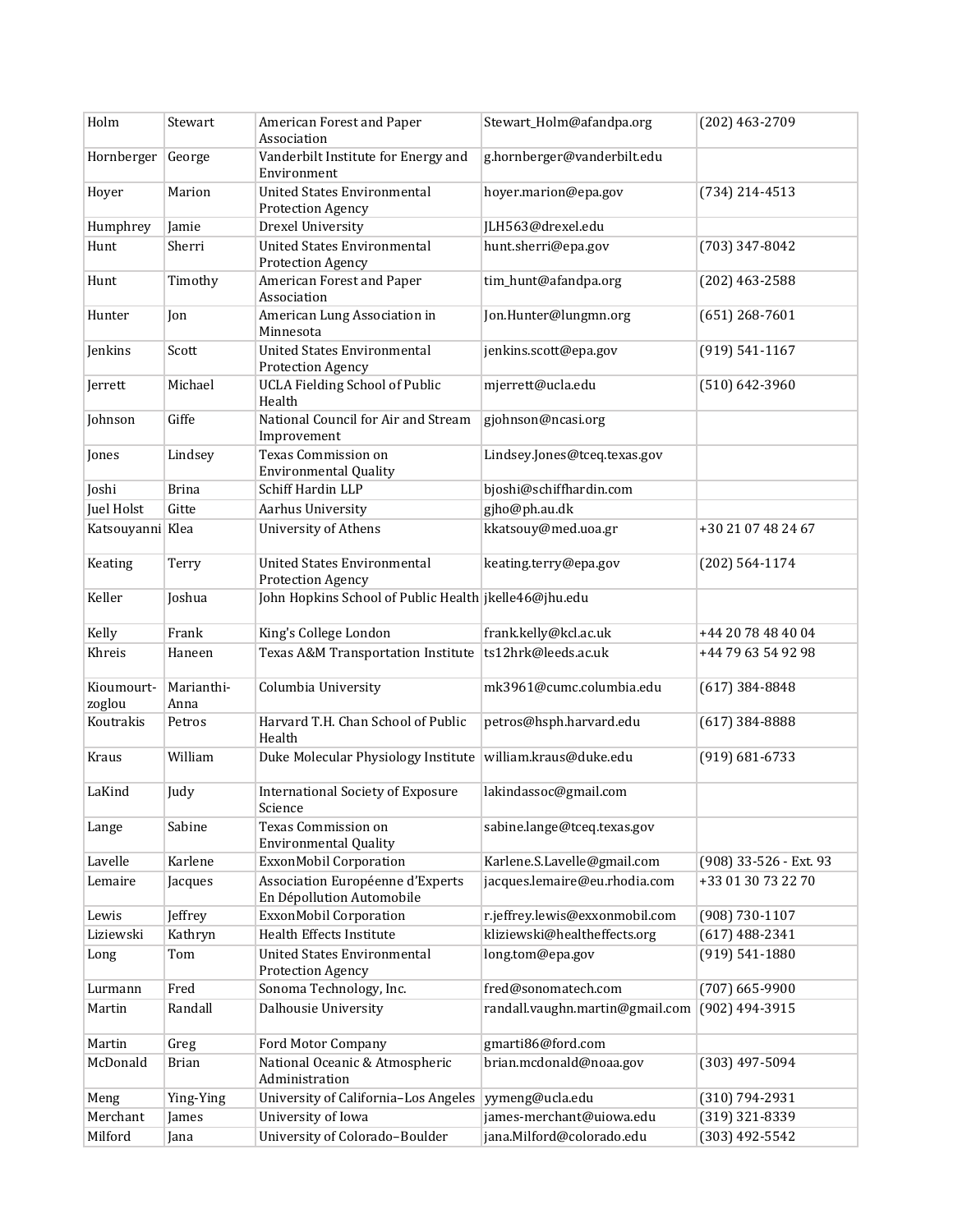| Holm | Stewart | American Forest and Paper Association | Stewart_Holm@afandpa.org | (202) 463-2709 |
|---|---|---|---|---|
| Hornberger | George | Vanderbilt Institute for Energy and Environment | g.hornberger@vanderbilt.edu | |
| Hoyer | Marion | United States Environmental Protection Agency | hoyer.marion@epa.gov | (734) 214-4513 |
| Humphrey | Jamie | Drexel University | JLH563@drexel.edu | |
| Hunt | Sherri | United States Environmental Protection Agency | hunt.sherri@epa.gov | (703) 347-8042 |
| Hunt | Timothy | American Forest and Paper Association | tim_hunt@afandpa.org | (202) 463-2588 |
| Hunter | Jon | American Lung Association in Minnesota | Jon.Hunter@lungmn.org | (651) 268-7601 |
| Jenkins | Scott | United States Environmental Protection Agency | jenkins.scott@epa.gov | (919) 541-1167 |
| Jerrett | Michael | UCLA Fielding School of Public Health | mjerrett@ucla.edu | (510) 642-3960 |
| Johnson | Giffe | National Council for Air and Stream Improvement | gjohnson@ncasi.org | |
| Jones | Lindsey | Texas Commission on Environmental Quality | Lindsey.Jones@tceq.texas.gov | |
| Joshi | Brina | Schiff Hardin LLP | bjoshi@schiffhardin.com | |
| Juel Holst | Gitte | Aarhus University | gjho@ph.au.dk | |
| Katsouyanni | Klea | University of Athens | kkatsouy@med.uoa.gr | +30 21 07 48 24 67 |
| Keating | Terry | United States Environmental Protection Agency | keating.terry@epa.gov | (202) 564-1174 |
| Keller | Joshua | John Hopkins School of Public Health | jkelle46@jhu.edu | |
| Kelly | Frank | King's College London | frank.kelly@kcl.ac.uk | +44 20 78 48 40 04 |
| Khreis | Haneen | Texas A&M Transportation Institute | ts12hrk@leeds.ac.uk | +44 79 63 54 92 98 |
| Kioumourt-zoglou | Marianthi-Anna | Columbia University | mk3961@cumc.columbia.edu | (617) 384-8848 |
| Koutrakis | Petros | Harvard T.H. Chan School of Public Health | petros@hsph.harvard.edu | (617) 384-8888 |
| Kraus | William | Duke Molecular Physiology Institute | william.kraus@duke.edu | (919) 681-6733 |
| LaKind | Judy | International Society of Exposure Science | lakindassoc@gmail.com | |
| Lange | Sabine | Texas Commission on Environmental Quality | sabine.lange@tceq.texas.gov | |
| Lavelle | Karlene | ExxonMobil Corporation | Karlene.S.Lavelle@gmail.com | (908) 33-526 - Ext. 93 |
| Lemaire | Jacques | Association Européenne d'Experts En Dépollution Automobile | jacques.lemaire@eu.rhodia.com | +33 01 30 73 22 70 |
| Lewis | Jeffrey | ExxonMobil Corporation | r.jeffrey.lewis@exxonmobil.com | (908) 730-1107 |
| Liziewski | Kathryn | Health Effects Institute | kliziewski@healtheffects.org | (617) 488-2341 |
| Long | Tom | United States Environmental Protection Agency | long.tom@epa.gov | (919) 541-1880 |
| Lurmann | Fred | Sonoma Technology, Inc. | fred@sonomatech.com | (707) 665-9900 |
| Martin | Randall | Dalhousie University | randall.vaughn.martin@gmail.com | (902) 494-3915 |
| Martin | Greg | Ford Motor Company | gmarti86@ford.com | |
| McDonald | Brian | National Oceanic & Atmospheric Administration | brian.mcdonald@noaa.gov | (303) 497-5094 |
| Meng | Ying-Ying | University of California–Los Angeles | yymeng@ucla.edu | (310) 794-2931 |
| Merchant | James | University of Iowa | james-merchant@uiowa.edu | (319) 321-8339 |
| Milford | Jana | University of Colorado–Boulder | jana.Milford@colorado.edu | (303) 492-5542 |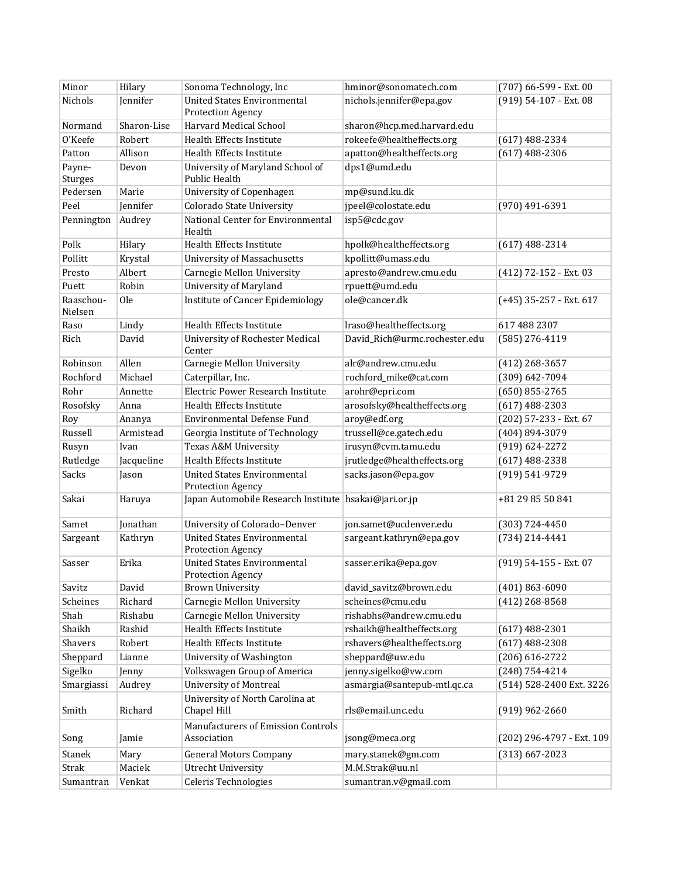| Minor | Hilary | Sonoma Technology, Inc | hminor@sonomatech.com | (707) 66-599 - Ext. 00 |
|---|---|---|---|---|
| Nichols | Jennifer | United States Environmental Protection Agency | nichols.jennifer@epa.gov | (919) 54-107 - Ext. 08 |
| Normand | Sharon-Lise | Harvard Medical School | sharon@hcp.med.harvard.edu | |
| O'Keefe | Robert | Health Effects Institute | rokeefe@healtheffects.org | (617) 488-2334 |
| Patton | Allison | Health Effects Institute | apatton@healtheffects.org | (617) 488-2306 |
| Payne-Sturges | Devon | University of Maryland School of Public Health | dps1@umd.edu | |
| Pedersen | Marie | University of Copenhagen | mp@sund.ku.dk | |
| Peel | Jennifer | Colorado State University | jpeel@colostate.edu | (970) 491-6391 |
| Pennington | Audrey | National Center for Environmental Health | isp5@cdc.gov | |
| Polk | Hilary | Health Effects Institute | hpolk@healtheffects.org | (617) 488-2314 |
| Pollitt | Krystal | University of Massachusetts | kpollitt@umass.edu | |
| Presto | Albert | Carnegie Mellon University | apresto@andrew.cmu.edu | (412) 72-152 - Ext. 03 |
| Puett | Robin | University of Maryland | rpuett@umd.edu | |
| Raaschou-Nielsen | Ole | Institute of Cancer Epidemiology | ole@cancer.dk | (+45) 35-257 - Ext. 617 |
| Raso | Lindy | Health Effects Institute | lraso@healtheffects.org | 617 488 2307 |
| Rich | David | University of Rochester Medical Center | David_Rich@urmc.rochester.edu | (585) 276-4119 |
| Robinson | Allen | Carnegie Mellon University | alr@andrew.cmu.edu | (412) 268-3657 |
| Rochford | Michael | Caterpillar, Inc. | rochford_mike@cat.com | (309) 642-7094 |
| Rohr | Annette | Electric Power Research Institute | arohr@epri.com | (650) 855-2765 |
| Rosofsky | Anna | Health Effects Institute | arosofsky@healtheffects.org | (617) 488-2303 |
| Roy | Ananya | Environmental Defense Fund | aroy@edf.org | (202) 57-233 - Ext. 67 |
| Russell | Armistead | Georgia Institute of Technology | trussell@ce.gatech.edu | (404) 894-3079 |
| Rusyn | Ivan | Texas A&M University | irusyn@cvm.tamu.edu | (919) 624-2272 |
| Rutledge | Jacqueline | Health Effects Institute | jrutledge@healtheffects.org | (617) 488-2338 |
| Sacks | Jason | United States Environmental Protection Agency | sacks.jason@epa.gov | (919) 541-9729 |
| Sakai | Haruya | Japan Automobile Research Institute | hsakai@jari.or.jp | +81 29 85 50 841 |
| Samet | Jonathan | University of Colorado–Denver | jon.samet@ucdenver.edu | (303) 724-4450 |
| Sargeant | Kathryn | United States Environmental Protection Agency | sargeant.kathryn@epa.gov | (734) 214-4441 |
| Sasser | Erika | United States Environmental Protection Agency | sasser.erika@epa.gov | (919) 54-155 - Ext. 07 |
| Savitz | David | Brown University | david_savitz@brown.edu | (401) 863-6090 |
| Scheines | Richard | Carnegie Mellon University | scheines@cmu.edu | (412) 268-8568 |
| Shah | Rishabu | Carnegie Mellon University | rishabhs@andrew.cmu.edu | |
| Shaikh | Rashid | Health Effects Institute | rshaikh@healtheffects.org | (617) 488-2301 |
| Shavers | Robert | Health Effects Institute | rshavers@healtheffects.org | (617) 488-2308 |
| Sheppard | Lianne | University of Washington | sheppard@uw.edu | (206) 616-2722 |
| Sigelko | Jenny | Volkswagen Group of America | jenny.sigelko@vw.com | (248) 754-4214 |
| Smargiassi | Audrey | University of Montreal | asmargia@santepub-mtl.qc.ca | (514) 528-2400 Ext. 3226 |
| Smith | Richard | University of North Carolina at Chapel Hill | rls@email.unc.edu | (919) 962-2660 |
| Song | Jamie | Manufacturers of Emission Controls Association | jsong@meca.org | (202) 296-4797 - Ext. 109 |
| Stanek | Mary | General Motors Company | mary.stanek@gm.com | (313) 667-2023 |
| Strak | Maciek | Utrecht University | M.M.Strak@uu.nl | |
| Sumantran | Venkat | Celeris Technologies | sumantran.v@gmail.com | |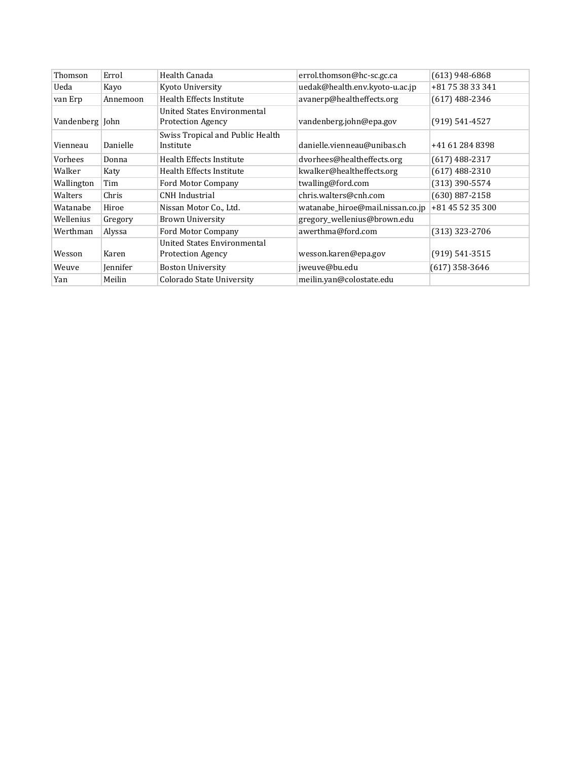| | | | | |
|---|---|---|---|---|
| Thomson | Errol | Health Canada | errol.thomson@hc-sc.gc.ca | (613) 948-6868 |
| Ueda | Kayo | Kyoto University | uedak@health.env.kyoto-u.ac.jp | +81 75 38 33 341 |
| van Erp | Annemoon | Health Effects Institute | avanerp@healtheffects.org | (617) 488-2346 |
| Vandenberg | John | United States Environmental Protection Agency | vandenberg.john@epa.gov | (919) 541-4527 |
| Vienneau | Danielle | Swiss Tropical and Public Health Institute | danielle.vienneau@unibas.ch | +41 61 284 8398 |
| Vorhees | Donna | Health Effects Institute | dvorhees@healtheffects.org | (617) 488-2317 |
| Walker | Katy | Health Effects Institute | kwalker@healtheffects.org | (617) 488-2310 |
| Wallington | Tim | Ford Motor Company | twalling@ford.com | (313) 390-5574 |
| Walters | Chris | CNH Industrial | chris.walters@cnh.com | (630) 887-2158 |
| Watanabe | Hiroe | Nissan Motor Co., Ltd. | watanabe_hiroe@mail.nissan.co.jp | +81 45 52 35 300 |
| Wellenius | Gregory | Brown University | gregory_wellenius@brown.edu | |
| Werthman | Alyssa | Ford Motor Company | awerthma@ford.com | (313) 323-2706 |
| Wesson | Karen | United States Environmental Protection Agency | wesson.karen@epa.gov | (919) 541-3515 |
| Weuve | Jennifer | Boston University | jweuve@bu.edu | (617) 358-3646 |
| Yan | Meilin | Colorado State University | meilin.yan@colostate.edu | |